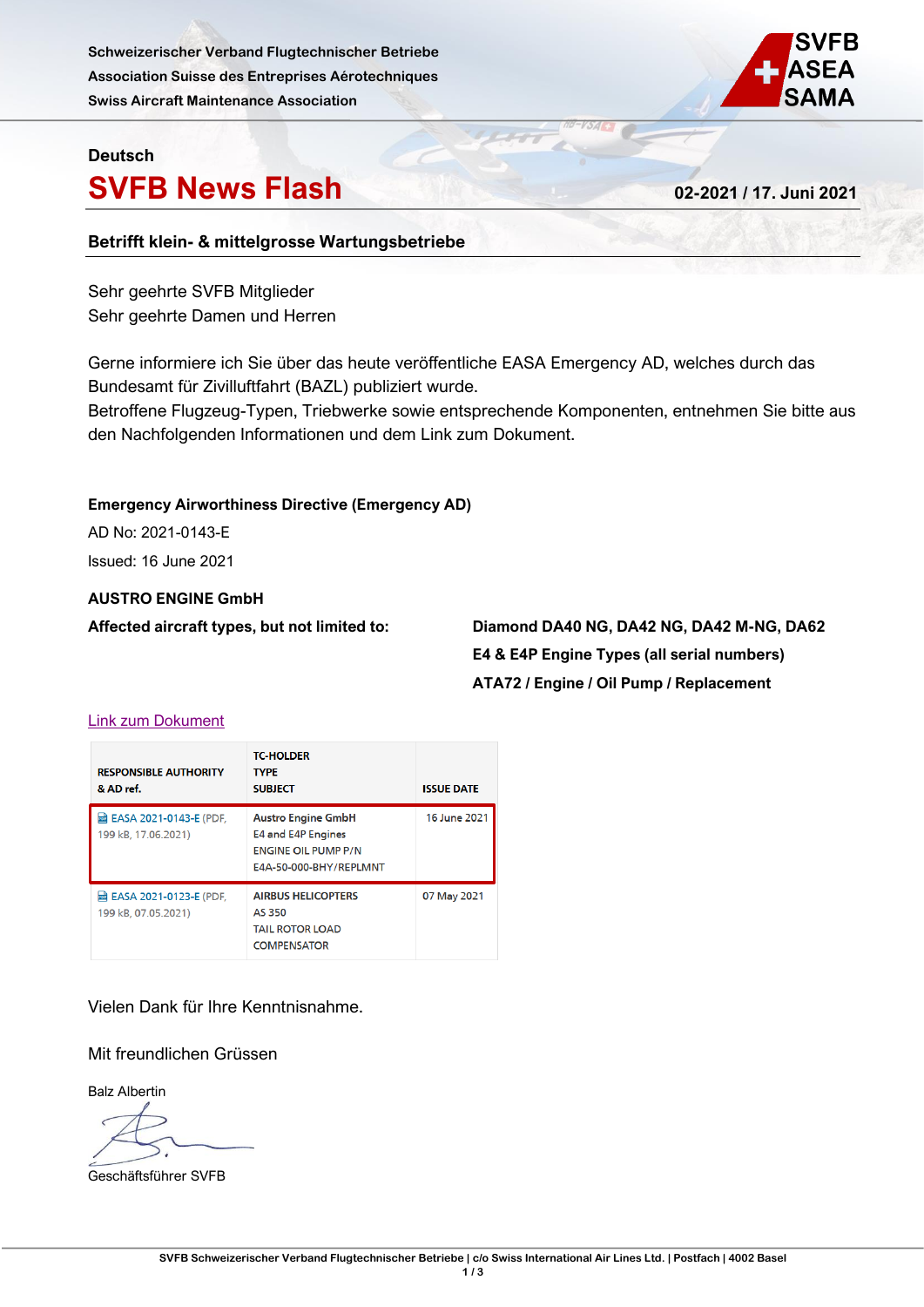Schweizerischer Verband Flugtechnischer Betriebe
Association Suisse des Entreprises Aérotechniques
Swiss Aircraft Maintenance Association

SVFB ASEA SAMA

Deutsch

# SVFB News Flash

**02-2021 / 17. Juni 2021**

**Betrifft klein- & mittelgrosse Wartungsbetriebe**

Sehr geehrte SVFB Mitglieder
Sehr geehrte Damen und Herren

Gerne informiere ich Sie über das heute veröffentliche EASA Emergency AD, welches durch das Bundesamt für Zivilluftfahrt (BAZL) publiziert wurde.
Betroffene Flugzeug-Typen, Triebwerke sowie entsprechende Komponenten, entnehmen Sie bitte aus den Nachfolgenden Informationen und dem Link zum Dokument.

**Emergency Airworthiness Directive (Emergency AD)**

AD No: 2021-0143-E

Issued: 16 June 2021

**AUSTRO ENGINE GmbH**

**Affected aircraft types, but not limited to:**

**Diamond DA40 NG, DA42 NG, DA42 M-NG, DA62**
**E4 & E4P Engine Types (all serial numbers)**
**ATA72 / Engine / Oil Pump / Replacement**

Link zum Dokument

| RESPONSIBLE AUTHORITY & AD ref. | TC-HOLDER TYPE SUBJECT | ISSUE DATE |
|---|---|---|
| EASA 2021-0143-E (PDF, 199 kB, 17.06.2021) | Austro Engine GmbH E4 and E4P Engines ENGINE OIL PUMP P/N E4A-50-000-BHY/REPLMNT | 16 June 2021 |
| EASA 2021-0123-E (PDF, 199 kB, 07.05.2021) | AIRBUS HELICOPTERS AS 350 TAIL ROTOR LOAD COMPENSATOR | 07 May 2021 |

Vielen Dank für Ihre Kenntnisnahme.

Mit freundlichen Grüssen

Balz Albertin

Geschäftsführer SVFB

SVFB Schweizerischer Verband Flugtechnischer Betriebe | c/o Swiss International Air Lines Ltd. | Postfach | 4002 Basel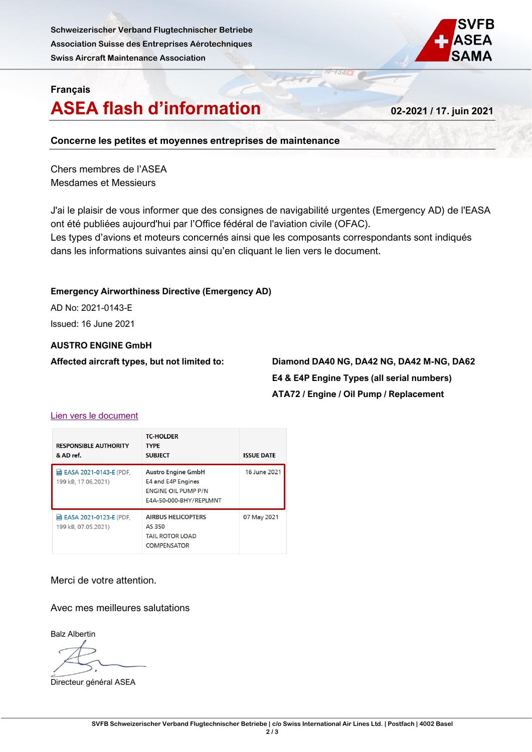Schweizerischer Verband Flugtechnischer Betriebe
Association Suisse des Entreprises Aérotechniques
Swiss Aircraft Maintenance Association

SVFB ASEA SAMA

**Français**

# ASEA flash d'information

**02-2021 / 17. juin 2021**

**Concerne les petites et moyennes entreprises de maintenance**

Chers membres de l'ASEA
Mesdames et Messieurs

J'ai le plaisir de vous informer que des consignes de navigabilité urgentes (Emergency AD) de l'EASA ont été publiées aujourd'hui par l'Office fédéral de l'aviation civile (OFAC).
Les types d'avions et moteurs concernés ainsi que les composants correspondants sont indiqués dans les informations suivantes ainsi qu'en cliquant le lien vers le document.

**Emergency Airworthiness Directive (Emergency AD)**

AD No: 2021-0143-E

Issued: 16 June 2021

**AUSTRO ENGINE GmbH**

**Affected aircraft types, but not limited to:**

**Diamond DA40 NG, DA42 NG, DA42 M-NG, DA62**
**E4 & E4P Engine Types (all serial numbers)**
**ATA72 / Engine / Oil Pump / Replacement**

Lien vers le document

| RESPONSIBLE AUTHORITY & AD ref. | TC-HOLDER TYPE SUBJECT | ISSUE DATE |
|---|---|---|
| EASA 2021-0143-E (PDF, 199 kB, 17.06.2021) | Austro Engine GmbH E4 and E4P Engines ENGINE OIL PUMP P/N E4A-50-000-BHY/REPLMNT | 16 June 2021 |
| EASA 2021-0123-E (PDF, 199 kB, 07.05.2021) | AIRBUS HELICOPTERS AS 350 TAIL ROTOR LOAD COMPENSATOR | 07 May 2021 |

Merci de votre attention.

Avec mes meilleures salutations

Balz Albertin

Directeur général ASEA

SVFB Schweizerischer Verband Flugtechnischer Betriebe | c/o Swiss International Air Lines Ltd. | Postfach | 4002 Basel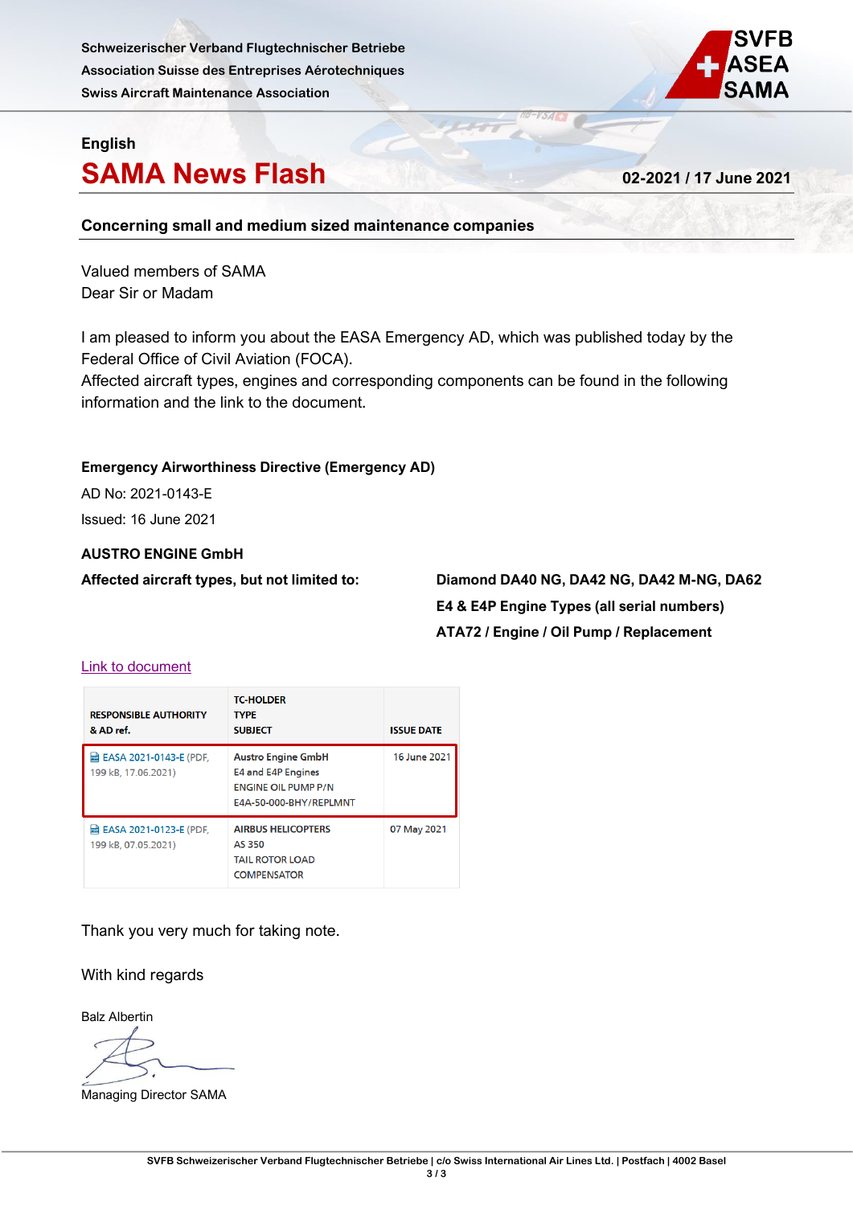Schweizerischer Verband Flugtechnischer Betriebe
Association Suisse des Entreprises Aérotechniques
Swiss Aircraft Maintenance Association

SVFB
ASEA
SAMA

English

# SAMA News Flash

**02-2021 / 17 June 2021**

**Concerning small and medium sized maintenance companies**

Valued members of SAMA
Dear Sir or Madam

I am pleased to inform you about the EASA Emergency AD, which was published today by the Federal Office of Civil Aviation (FOCA).
Affected aircraft types, engines and corresponding components can be found in the following information and the link to the document.

**Emergency Airworthiness Directive (Emergency AD)**

AD No: 2021-0143-E

Issued: 16 June 2021

**AUSTRO ENGINE GmbH**

**Affected aircraft types, but not limited to:** **Diamond DA40 NG, DA42 NG, DA42 M-NG, DA62**

**E4 & E4P Engine Types (all serial numbers)**

**ATA72 / Engine / Oil Pump / Replacement**

Link to document

| RESPONSIBLE AUTHORITY & AD ref. | TC-HOLDER TYPE SUBJECT | ISSUE DATE |
|---|---|---|
| EASA 2021-0143-E (PDF, 199 kB, 17.06.2021) | Austro Engine GmbH E4 and E4P Engines ENGINE OIL PUMP P/N E4A-50-000-BHY/REPLMNT | 16 June 2021 |
| EASA 2021-0123-E (PDF, 199 kB, 07.05.2021) | AIRBUS HELICOPTERS AS 350 TAIL ROTOR LOAD COMPENSATOR | 07 May 2021 |

Thank you very much for taking note.

With kind regards

Balz Albertin

Managing Director SAMA

SVFB Schweizerischer Verband Flugtechnischer Betriebe | c/o Swiss International Air Lines Ltd. | Postfach | 4002 Basel